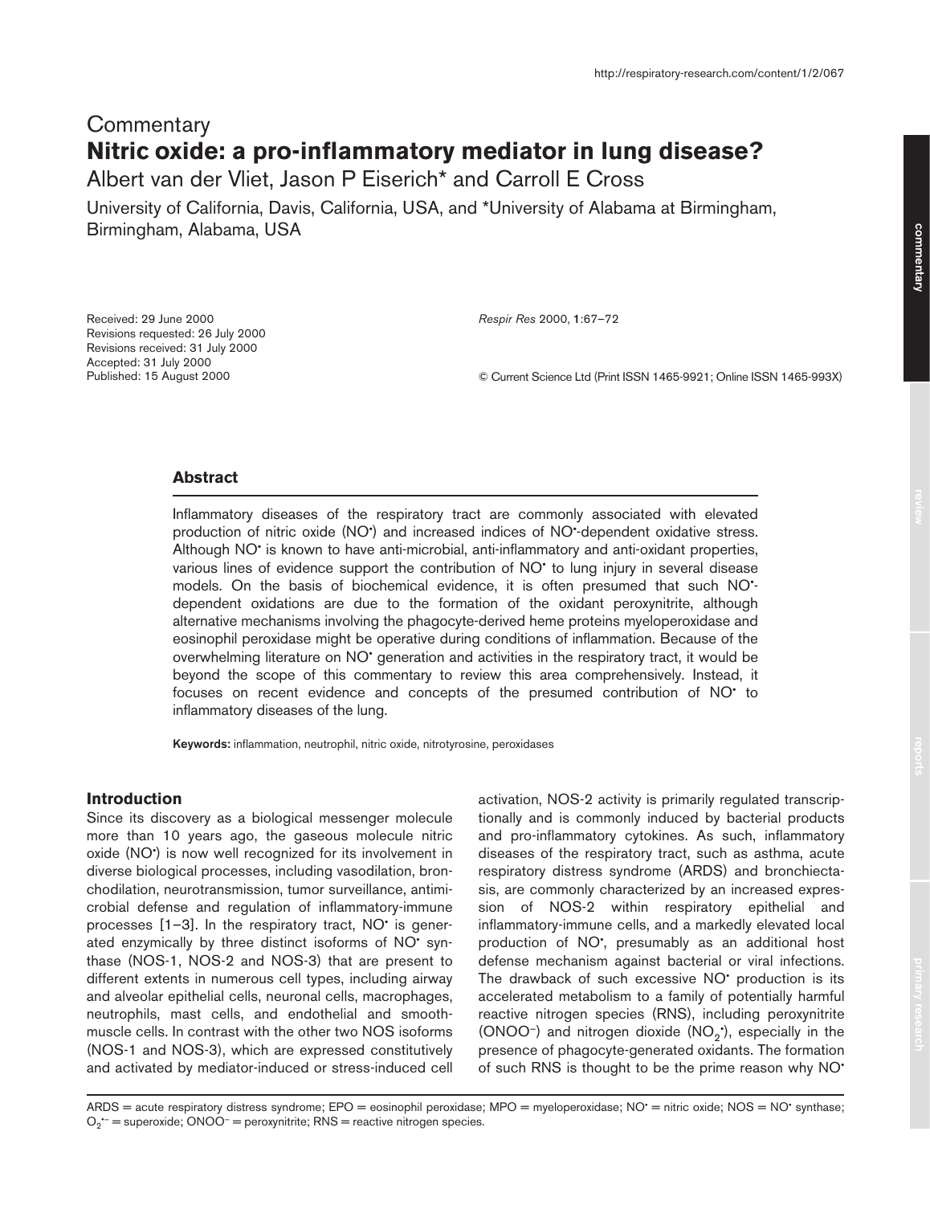Commentary

# Nitric oxide: a pro-inflammatory mediator in lung disease?

Albert van der Vliet, Jason P Eiserich* and Carroll E Cross

University of California, Davis, California, USA, and *University of Alabama at Birmingham, Birmingham, Alabama, USA

Received: 29 June 2000
Revisions requested: 26 July 2000
Revisions received: 31 July 2000
Accepted: 31 July 2000
Published: 15 August 2000

*Respir Res* 2000, **1**:67–72

© Current Science Ltd (Print ISSN 1465-9921; Online ISSN 1465-993X)

## Abstract

Inflammatory diseases of the respiratory tract are commonly associated with elevated production of nitric oxide ($NO^{\bullet}$) and increased indices of $NO^{\bullet}$-dependent oxidative stress. Although $NO^{\bullet}$ is known to have anti-microbial, anti-inflammatory and anti-oxidant properties, various lines of evidence support the contribution of $NO^{\bullet}$ to lung injury in several disease models. On the basis of biochemical evidence, it is often presumed that such $NO^{\bullet}$-dependent oxidations are due to the formation of the oxidant peroxynitrite, although alternative mechanisms involving the phagocyte-derived heme proteins myeloperoxidase and eosinophil peroxidase might be operative during conditions of inflammation. Because of the overwhelming literature on $NO^{\bullet}$ generation and activities in the respiratory tract, it would be beyond the scope of this commentary to review this area comprehensively. Instead, it focuses on recent evidence and concepts of the presumed contribution of $NO^{\bullet}$ to inflammatory diseases of the lung.

**Keywords:** inflammation, neutrophil, nitric oxide, nitrotyrosine, peroxidases

## Introduction

Since its discovery as a biological messenger molecule more than 10 years ago, the gaseous molecule nitric oxide ($NO^{\bullet}$) is now well recognized for its involvement in diverse biological processes, including vasodilation, bronchodilation, neurotransmission, tumor surveillance, antimicrobial defense and regulation of inflammatory-immune processes [1–3]. In the respiratory tract, $NO^{\bullet}$ is generated enzymically by three distinct isoforms of $NO^{\bullet}$ synthase (NOS-1, NOS-2 and NOS-3) that are present to different extents in numerous cell types, including airway and alveolar epithelial cells, neuronal cells, macrophages, neutrophils, mast cells, and endothelial and smooth-muscle cells. In contrast with the other two NOS isoforms (NOS-1 and NOS-3), which are expressed constitutively and activated by mediator-induced or stress-induced cell activation, NOS-2 activity is primarily regulated transcriptionally and is commonly induced by bacterial products and pro-inflammatory cytokines. As such, inflammatory diseases of the respiratory tract, such as asthma, acute respiratory distress syndrome (ARDS) and bronchiectasis, are commonly characterized by an increased expression of NOS-2 within respiratory epithelial and inflammatory-immune cells, and a markedly elevated local production of $NO^{\bullet}$, presumably as an additional host defense mechanism against bacterial or viral infections. The drawback of such excessive $NO^{\bullet}$ production is its accelerated metabolism to a family of potentially harmful reactive nitrogen species (RNS), including peroxynitrite ($ONOO^-$) and nitrogen dioxide ($NO_2^{\bullet}$), especially in the presence of phagocyte-generated oxidants. The formation of such RNS is thought to be the prime reason why $NO^{\bullet}$

ARDS = acute respiratory distress syndrome; EPO = eosinophil peroxidase; MPO = myeloperoxidase; $NO^{\bullet}$ = nitric oxide; NOS = $NO^{\bullet}$ synthase; $O_2^{\bullet-}$ = superoxide; $ONOO^-$ = peroxynitrite; RNS = reactive nitrogen species.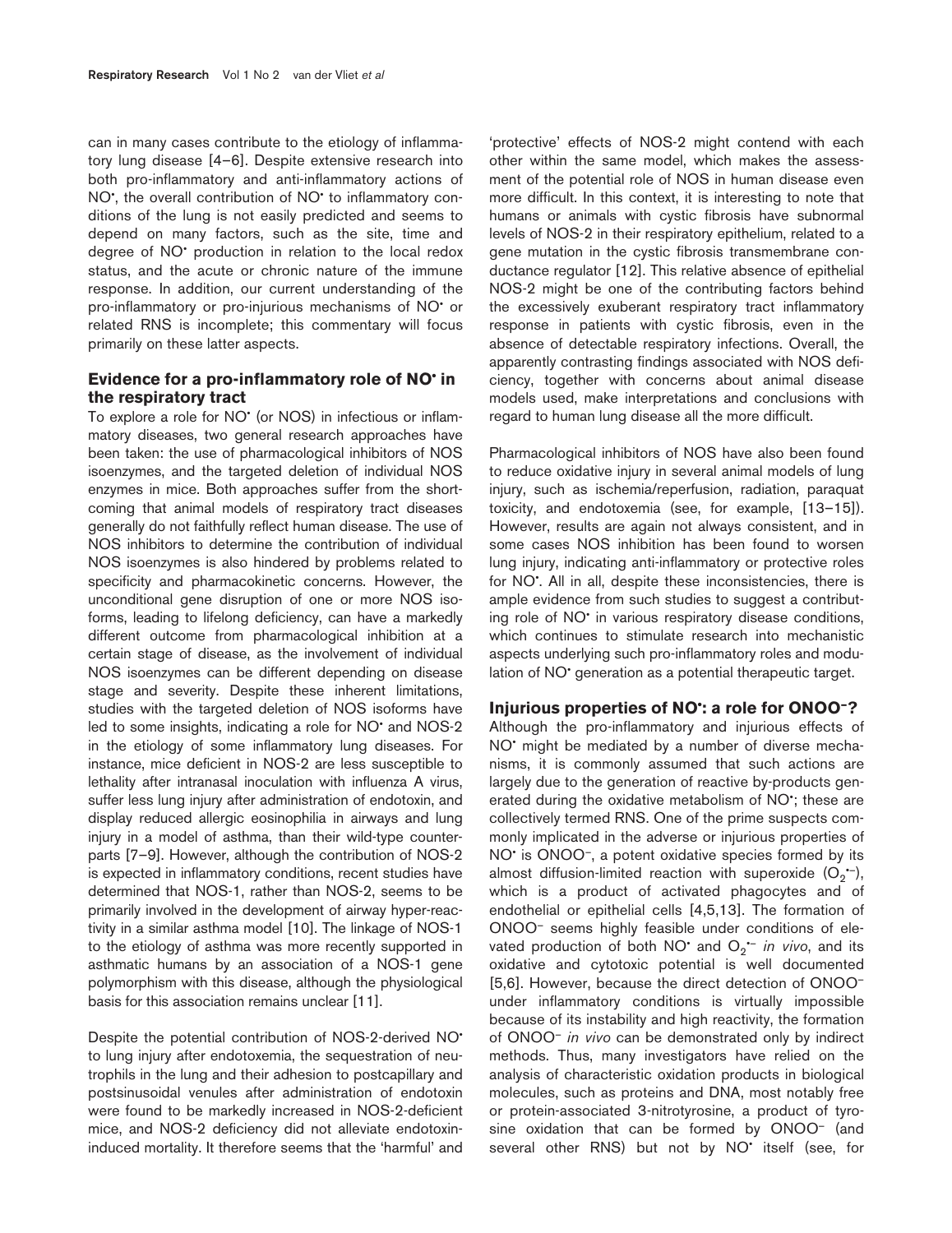can in many cases contribute to the etiology of inflammatory lung disease [4–6]. Despite extensive research into both pro-inflammatory and anti-inflammatory actions of $NO^{\bullet}$, the overall contribution of $NO^{\bullet}$ to inflammatory conditions of the lung is not easily predicted and seems to depend on many factors, such as the site, time and degree of $NO^{\bullet}$ production in relation to the local redox status, and the acute or chronic nature of the immune response. In addition, our current understanding of the pro-inflammatory or pro-injurious mechanisms of $NO^{\bullet}$ or related RNS is incomplete; this commentary will focus primarily on these latter aspects.

## Evidence for a pro-inflammatory role of $NO^{\bullet}$ in the respiratory tract

To explore a role for $NO^{\bullet}$ (or NOS) in infectious or inflammatory diseases, two general research approaches have been taken: the use of pharmacological inhibitors of NOS isoenzymes, and the targeted deletion of individual NOS enzymes in mice. Both approaches suffer from the shortcoming that animal models of respiratory tract diseases generally do not faithfully reflect human disease. The use of NOS inhibitors to determine the contribution of individual NOS isoenzymes is also hindered by problems related to specificity and pharmacokinetic concerns. However, the unconditional gene disruption of one or more NOS isoforms, leading to lifelong deficiency, can have a markedly different outcome from pharmacological inhibition at a certain stage of disease, as the involvement of individual NOS isoenzymes can be different depending on disease stage and severity. Despite these inherent limitations, studies with the targeted deletion of NOS isoforms have led to some insights, indicating a role for $NO^{\bullet}$ and NOS-2 in the etiology of some inflammatory lung diseases. For instance, mice deficient in NOS-2 are less susceptible to lethality after intranasal inoculation with influenza A virus, suffer less lung injury after administration of endotoxin, and display reduced allergic eosinophilia in airways and lung injury in a model of asthma, than their wild-type counterparts [7–9]. However, although the contribution of NOS-2 is expected in inflammatory conditions, recent studies have determined that NOS-1, rather than NOS-2, seems to be primarily involved in the development of airway hyper-reactivity in a similar asthma model [10]. The linkage of NOS-1 to the etiology of asthma was more recently supported in asthmatic humans by an association of a NOS-1 gene polymorphism with this disease, although the physiological basis for this association remains unclear [11].

Despite the potential contribution of NOS-2-derived $NO^{\bullet}$ to lung injury after endotoxemia, the sequestration of neutrophils in the lung and their adhesion to postcapillary and postsinusoidal venules after administration of endotoxin were found to be markedly increased in NOS-2-deficient mice, and NOS-2 deficiency did not alleviate endotoxin-induced mortality. It therefore seems that the 'harmful' and 'protective' effects of NOS-2 might contend with each other within the same model, which makes the assessment of the potential role of NOS in human disease even more difficult. In this context, it is interesting to note that humans or animals with cystic fibrosis have subnormal levels of NOS-2 in their respiratory epithelium, related to a gene mutation in the cystic fibrosis transmembrane conductance regulator [12]. This relative absence of epithelial NOS-2 might be one of the contributing factors behind the excessively exuberant respiratory tract inflammatory response in patients with cystic fibrosis, even in the absence of detectable respiratory infections. Overall, the apparently contrasting findings associated with NOS deficiency, together with concerns about animal disease models used, make interpretations and conclusions with regard to human lung disease all the more difficult.

Pharmacological inhibitors of NOS have also been found to reduce oxidative injury in several animal models of lung injury, such as ischemia/reperfusion, radiation, paraquat toxicity, and endotoxemia (see, for example, [13–15]). However, results are again not always consistent, and in some cases NOS inhibition has been found to worsen lung injury, indicating anti-inflammatory or protective roles for $NO^{\bullet}$. All in all, despite these inconsistencies, there is ample evidence from such studies to suggest a contributing role of $NO^{\bullet}$ in various respiratory disease conditions, which continues to stimulate research into mechanistic aspects underlying such pro-inflammatory roles and modulation of $NO^{\bullet}$ generation as a potential therapeutic target.

## Injurious properties of $NO^{\bullet}$: a role for $ONOO^{-}$?

Although the pro-inflammatory and injurious effects of $NO^{\bullet}$ might be mediated by a number of diverse mechanisms, it is commonly assumed that such actions are largely due to the generation of reactive by-products generated during the oxidative metabolism of $NO^{\bullet}$; these are collectively termed RNS. One of the prime suspects commonly implicated in the adverse or injurious properties of $NO^{\bullet}$ is $ONOO^{-}$, a potent oxidative species formed by its almost diffusion-limited reaction with superoxide ($O_2^{\bullet-}$), which is a product of activated phagocytes and of endothelial or epithelial cells [4,5,13]. The formation of $ONOO^{-}$ seems highly feasible under conditions of elevated production of both $NO^{\bullet}$ and $O_2^{\bullet-}$ *in vivo*, and its oxidative and cytotoxic potential is well documented [5,6]. However, because the direct detection of $ONOO^{-}$ under inflammatory conditions is virtually impossible because of its instability and high reactivity, the formation of $ONOO^{-}$ *in vivo* can be demonstrated only by indirect methods. Thus, many investigators have relied on the analysis of characteristic oxidation products in biological molecules, such as proteins and DNA, most notably free or protein-associated 3-nitrotyrosine, a product of tyrosine oxidation that can be formed by $ONOO^{-}$ (and several other RNS) but not by $NO^{\bullet}$ itself (see, for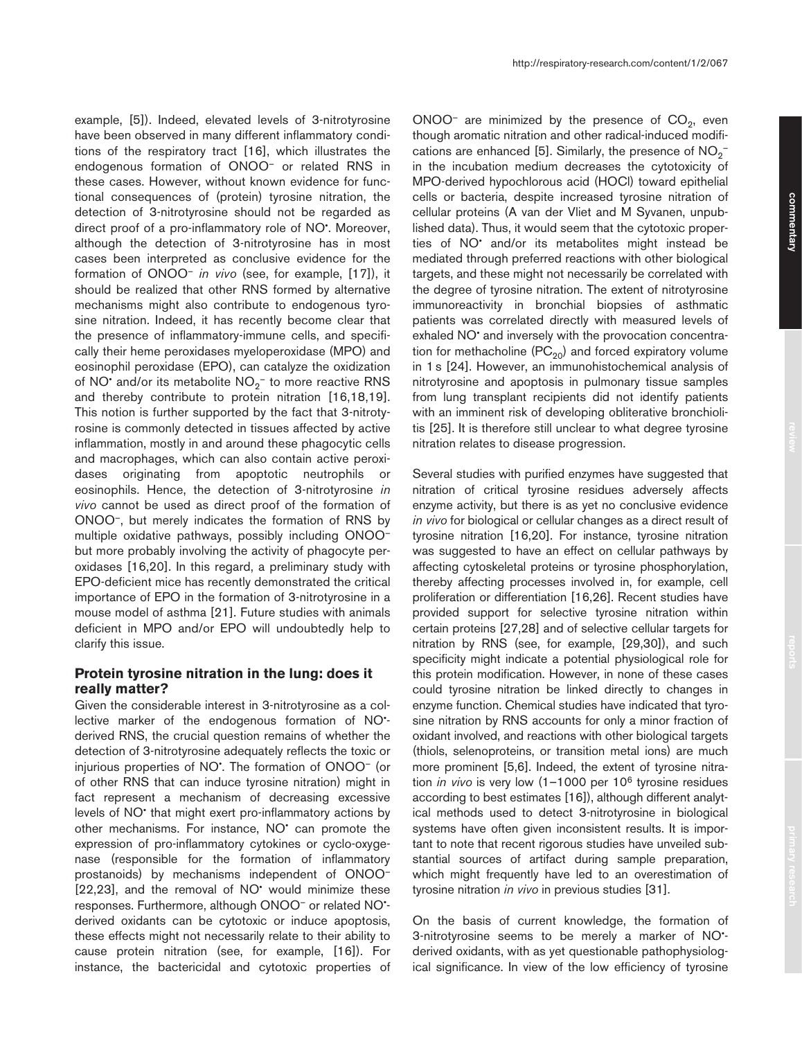example, [5]). Indeed, elevated levels of 3-nitrotyrosine have been observed in many different inflammatory conditions of the respiratory tract [16], which illustrates the endogenous formation of $ONOO^-$ or related RNS in these cases. However, without known evidence for functional consequences of (protein) tyrosine nitration, the detection of 3-nitrotyrosine should not be regarded as direct proof of a pro-inflammatory role of $NO^•$. Moreover, although the detection of 3-nitrotyrosine has in most cases been interpreted as conclusive evidence for the formation of $ONOO^-$ *in vivo* (see, for example, [17]), it should be realized that other RNS formed by alternative mechanisms might also contribute to endogenous tyrosine nitration. Indeed, it has recently become clear that the presence of inflammatory-immune cells, and specifically their heme peroxidases myeloperoxidase (MPO) and eosinophil peroxidase (EPO), can catalyze the oxidization of $NO^•$ and/or its metabolite $NO_2^-$ to more reactive RNS and thereby contribute to protein nitration [16,18,19]. This notion is further supported by the fact that 3-nitrotyrosine is commonly detected in tissues affected by active inflammation, mostly in and around these phagocytic cells and macrophages, which can also contain active peroxidases originating from apoptotic neutrophils or eosinophils. Hence, the detection of 3-nitrotyrosine *in vivo* cannot be used as direct proof of the formation of $ONOO^-$, but merely indicates the formation of RNS by multiple oxidative pathways, possibly including $ONOO^-$ but more probably involving the activity of phagocyte peroxidases [16,20]. In this regard, a preliminary study with EPO-deficient mice has recently demonstrated the critical importance of EPO in the formation of 3-nitrotyrosine in a mouse model of asthma [21]. Future studies with animals deficient in MPO and/or EPO will undoubtedly help to clarify this issue.

## Protein tyrosine nitration in the lung: does it really matter?

Given the considerable interest in 3-nitrotyrosine as a collective marker of the endogenous formation of $NO^•$-derived RNS, the crucial question remains of whether the detection of 3-nitrotyrosine adequately reflects the toxic or injurious properties of $NO^•$. The formation of $ONOO^-$ (or of other RNS that can induce tyrosine nitration) might in fact represent a mechanism of decreasing excessive levels of $NO^•$ that might exert pro-inflammatory actions by other mechanisms. For instance, $NO^•$ can promote the expression of pro-inflammatory cytokines or cyclo-oxygenase (responsible for the formation of inflammatory prostanoids) by mechanisms independent of $ONOO^-$ [22,23], and the removal of $NO^•$ would minimize these responses. Furthermore, although $ONOO^-$ or related $NO^•$-derived oxidants can be cytotoxic or induce apoptosis, these effects might not necessarily relate to their ability to cause protein nitration (see, for example, [16]). For instance, the bactericidal and cytotoxic properties of $ONOO^-$ are minimized by the presence of $CO_2$, even though aromatic nitration and other radical-induced modifications are enhanced [5]. Similarly, the presence of $NO_2^-$ in the incubation medium decreases the cytotoxicity of MPO-derived hypochlorous acid (HOCl) toward epithelial cells or bacteria, despite increased tyrosine nitration of cellular proteins (A van der Vliet and M Syvanen, unpublished data). Thus, it would seem that the cytotoxic properties of $NO^•$ and/or its metabolites might instead be mediated through preferred reactions with other biological targets, and these might not necessarily be correlated with the degree of tyrosine nitration. The extent of nitrotyrosine immunoreactivity in bronchial biopsies of asthmatic patients was correlated directly with measured levels of exhaled $NO^•$ and inversely with the provocation concentration for methacholine ($PC_{20}$) and forced expiratory volume in 1 s [24]. However, an immunohistochemical analysis of nitrotyrosine and apoptosis in pulmonary tissue samples from lung transplant recipients did not identify patients with an imminent risk of developing obliterative bronchiolitis [25]. It is therefore still unclear to what degree tyrosine nitration relates to disease progression.

Several studies with purified enzymes have suggested that nitration of critical tyrosine residues adversely affects enzyme activity, but there is as yet no conclusive evidence *in vivo* for biological or cellular changes as a direct result of tyrosine nitration [16,20]. For instance, tyrosine nitration was suggested to have an effect on cellular pathways by affecting cytoskeletal proteins or tyrosine phosphorylation, thereby affecting processes involved in, for example, cell proliferation or differentiation [16,26]. Recent studies have provided support for selective tyrosine nitration within certain proteins [27,28] and of selective cellular targets for nitration by RNS (see, for example, [29,30]), and such specificity might indicate a potential physiological role for this protein modification. However, in none of these cases could tyrosine nitration be linked directly to changes in enzyme function. Chemical studies have indicated that tyrosine nitration by RNS accounts for only a minor fraction of oxidant involved, and reactions with other biological targets (thiols, selenoproteins, or transition metal ions) are much more prominent [5,6]. Indeed, the extent of tyrosine nitration *in vivo* is very low (1–1000 per $10^6$ tyrosine residues according to best estimates [16]), although different analytical methods used to detect 3-nitrotyrosine in biological systems have often given inconsistent results. It is important to note that recent rigorous studies have unveiled substantial sources of artifact during sample preparation, which might frequently have led to an overestimation of tyrosine nitration *in vivo* in previous studies [31].

On the basis of current knowledge, the formation of 3-nitrotyrosine seems to be merely a marker of $NO^•$-derived oxidants, with as yet questionable pathophysiological significance. In view of the low efficiency of tyrosine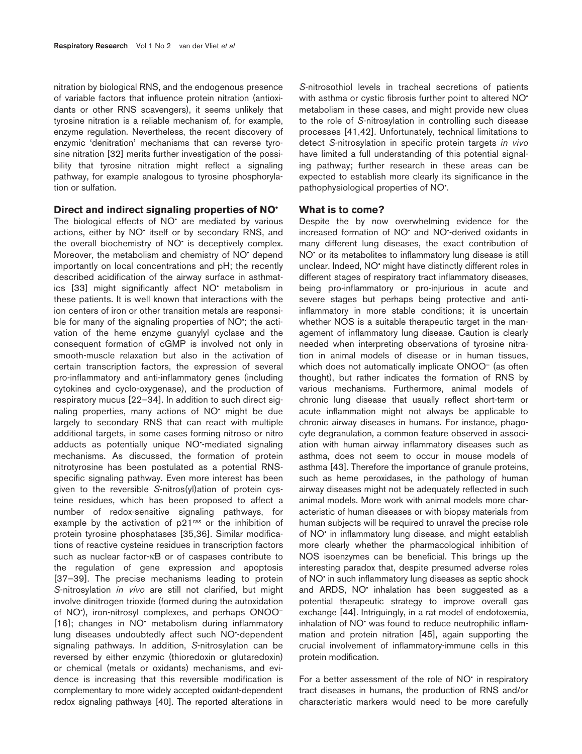nitration by biological RNS, and the endogenous presence of variable factors that influence protein nitration (antioxidants or other RNS scavengers), it seems unlikely that tyrosine nitration is a reliable mechanism of, for example, enzyme regulation. Nevertheless, the recent discovery of enzymic 'denitration' mechanisms that can reverse tyrosine nitration [32] merits further investigation of the possibility that tyrosine nitration might reflect a signaling pathway, for example analogous to tyrosine phosphorylation or sulfation.

## Direct and indirect signaling properties of NO•

The biological effects of NO• are mediated by various actions, either by NO• itself or by secondary RNS, and the overall biochemistry of NO• is deceptively complex. Moreover, the metabolism and chemistry of NO• depend importantly on local concentrations and pH; the recently described acidification of the airway surface in asthmatics [33] might significantly affect NO• metabolism in these patients. It is well known that interactions with the ion centers of iron or other transition metals are responsible for many of the signaling properties of NO•; the activation of the heme enzyme guanylyl cyclase and the consequent formation of cGMP is involved not only in smooth-muscle relaxation but also in the activation of certain transcription factors, the expression of several pro-inflammatory and anti-inflammatory genes (including cytokines and cyclo-oxygenase), and the production of respiratory mucus [22–34]. In addition to such direct signaling properties, many actions of NO• might be due largely to secondary RNS that can react with multiple additional targets, in some cases forming nitroso or nitro adducts as potentially unique NO•-mediated signaling mechanisms. As discussed, the formation of protein nitrotyrosine has been postulated as a potential RNS-specific signaling pathway. Even more interest has been given to the reversible *S*-nitros(yl)ation of protein cysteine residues, which has been proposed to affect a number of redox-sensitive signaling pathways, for example by the activation of p21*ras* or the inhibition of protein tyrosine phosphatases [35,36]. Similar modifications of reactive cysteine residues in transcription factors such as nuclear factor-κB or of caspases contribute to the regulation of gene expression and apoptosis [37–39]. The precise mechanisms leading to protein *S*-nitrosylation *in vivo* are still not clarified, but might involve dinitrogen trioxide (formed during the autoxidation of NO•), iron-nitrosyl complexes, and perhaps $ONOO^-$ [16]; changes in NO• metabolism during inflammatory lung diseases undoubtedly affect such NO•-dependent signaling pathways. In addition, *S*-nitrosylation can be reversed by either enzymic (thioredoxin or glutaredoxin) or chemical (metals or oxidants) mechanisms, and evidence is increasing that this reversible modification is complementary to more widely accepted oxidant-dependent redox signaling pathways [40]. The reported alterations in *S*-nitrosothiol levels in tracheal secretions of patients with asthma or cystic fibrosis further point to altered NO• metabolism in these cases, and might provide new clues to the role of *S*-nitrosylation in controlling such disease processes [41,42]. Unfortunately, technical limitations to detect *S*-nitrosylation in specific protein targets *in vivo* have limited a full understanding of this potential signaling pathway; further research in these areas can be expected to establish more clearly its significance in the pathophysiological properties of NO•.

## What is to come?

Despite the by now overwhelming evidence for the increased formation of NO• and NO•-derived oxidants in many different lung diseases, the exact contribution of NO• or its metabolites to inflammatory lung disease is still unclear. Indeed, NO• might have distinctly different roles in different stages of respiratory tract inflammatory diseases, being pro-inflammatory or pro-injurious in acute and severe stages but perhaps being protective and anti-inflammatory in more stable conditions; it is uncertain whether NOS is a suitable therapeutic target in the management of inflammatory lung disease. Caution is clearly needed when interpreting observations of tyrosine nitration in animal models of disease or in human tissues, which does not automatically implicate $ONOO^-$ (as often thought), but rather indicates the formation of RNS by various mechanisms. Furthermore, animal models of chronic lung disease that usually reflect short-term or acute inflammation might not always be applicable to chronic airway diseases in humans. For instance, phagocyte degranulation, a common feature observed in association with human airway inflammatory diseases such as asthma, does not seem to occur in mouse models of asthma [43]. Therefore the importance of granule proteins, such as heme peroxidases, in the pathology of human airway diseases might not be adequately reflected in such animal models. More work with animal models more characteristic of human diseases or with biopsy materials from human subjects will be required to unravel the precise role of NO• in inflammatory lung disease, and might establish more clearly whether the pharmacological inhibition of NOS isoenzymes can be beneficial. This brings up the interesting paradox that, despite presumed adverse roles of NO• in such inflammatory lung diseases as septic shock and ARDS, NO• inhalation has been suggested as a potential therapeutic strategy to improve overall gas exchange [44]. Intriguingly, in a rat model of endotoxemia, inhalation of NO• was found to reduce neutrophilic inflammation and protein nitration [45], again supporting the crucial involvement of inflammatory-immune cells in this protein modification.

For a better assessment of the role of NO• in respiratory tract diseases in humans, the production of RNS and/or characteristic markers would need to be more carefully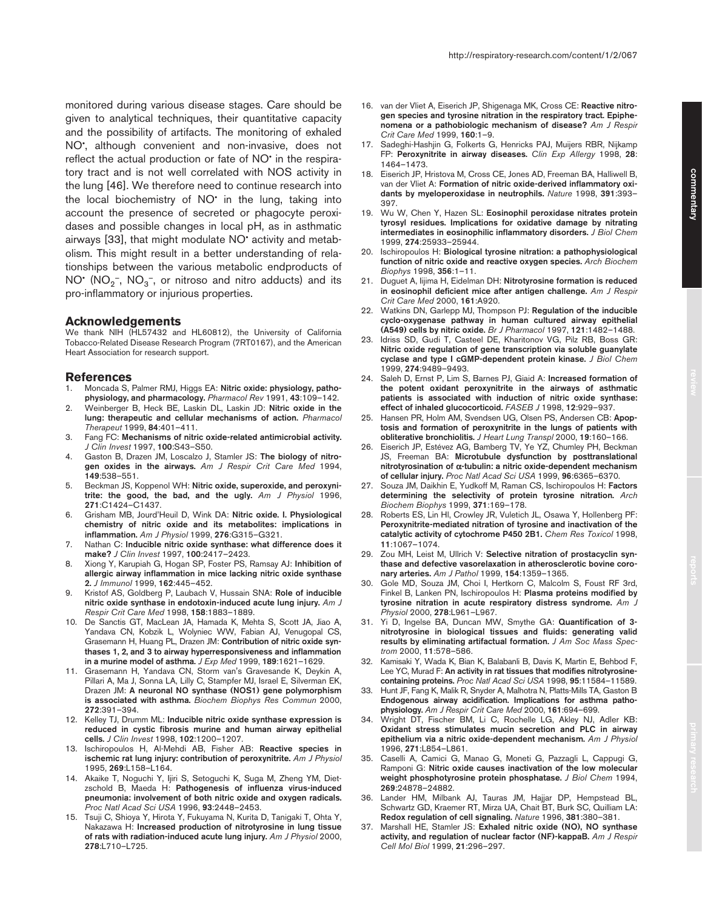monitored during various disease stages. Care should be given to analytical techniques, their quantitative capacity and the possibility of artifacts. The monitoring of exhaled NO•, although convenient and non-invasive, does not reflect the actual production or fate of NO• in the respiratory tract and is not well correlated with NOS activity in the lung [46]. We therefore need to continue research into the local biochemistry of NO• in the lung, taking into account the presence of secreted or phagocyte peroxidases and possible changes in local pH, as in asthmatic airways [33], that might modulate NO• activity and metabolism. This might result in a better understanding of relationships between the various metabolic endproducts of NO• ($NO_2^-$, $NO_3^-$, or nitroso and nitro adducts) and its pro-inflammatory or injurious properties.

## Acknowledgements

We thank NIH (HL57432 and HL60812), the University of California Tobacco-Related Disease Research Program (7RT0167), and the American Heart Association for research support.

## References

1. Moncada S, Palmer RMJ, Higgs EA: **Nitric oxide: physiology, pathophysiology, and pharmacology.** *Pharmacol Rev* 1991, **43**:109–142.
2. Weinberger B, Heck BE, Laskin DL, Laskin JD: **Nitric oxide in the lung: therapeutic and cellular mechanisms of action.** *Pharmacol Therapeut* 1999, **84**:401–411.
3. Fang FC: **Mechanisms of nitric oxide-related antimicrobial activity.** *J Clin Invest* 1997, **100**:S43–S50.
4. Gaston B, Drazen JM, Loscalzo J, Stamler JS: **The biology of nitrogen oxides in the airways.** *Am J Respir Crit Care Med* 1994, **149**:538–551.
5. Beckman JS, Koppenol WH: **Nitric oxide, superoxide, and peroxynitrite: the good, the bad, and the ugly.** *Am J Physiol* 1996, **271**:C1424–C1437.
6. Grisham MB, Jourd'Heuil D, Wink DA: **Nitric oxide. I. Physiological chemistry of nitric oxide and its metabolites: implications in inflammation.** *Am J Physiol* 1999, **276**:G315–G321.
7. Nathan C: **Inducible nitric oxide synthase: what difference does it make?** *J Clin Invest* 1997, **100**:2417–2423.
8. Xiong Y, Karupiah G, Hogan SP, Foster PS, Ramsay AJ: **Inhibition of allergic airway inflammation in mice lacking nitric oxide synthase 2.** *J Immunol* 1999, **162**:445–452.
9. Kristof AS, Goldberg P, Laubach V, Hussain SNA: **Role of inducible nitric oxide synthase in endotoxin-induced acute lung injury.** *Am J Respir Crit Care Med* 1998, **158**:1883–1889.
10. De Sanctis GT, MacLean JA, Hamada K, Mehta S, Scott JA, Jiao A, Yandava CN, Kobzik L, Wolyniec WW, Fabian AJ, Venugopal CS, Grasemann H, Huang PL, Drazen JM: **Contribution of nitric oxide synthases 1, 2, and 3 to airway hyperresponsiveness and inflammation in a murine model of asthma.** *J Exp Med* 1999, **189**:1621–1629.
11. Grasemann H, Yandava CN, Storm van's Gravesande K, Deykin A, Pillari A, Ma J, Sonna LA, Lilly C, Stampfer MJ, Israel E, Silverman EK, Drazen JM: **A neuronal NO synthase (NOS1) gene polymorphism is associated with asthma.** *Biochem Biophys Res Commun* 2000, **272**:391–394.
12. Kelley TJ, Drumm ML: **Inducible nitric oxide synthase expression is reduced in cystic fibrosis murine and human airway epithelial cells.** *J Clin Invest* 1998, **102**:1200–1207.
13. Ischiropoulos H, Al-Mehdi AB, Fisher AB: **Reactive species in ischemic rat lung injury: contribution of peroxynitrite.** *Am J Physiol* 1995, **269**:L158–L164.
14. Akaike T, Noguchi Y, Ijiri S, Setoguchi K, Suga M, Zheng YM, Dietzschold B, Maeda H: **Pathogenesis of influenza virus-induced pneumonia: involvement of both nitric oxide and oxygen radicals.** *Proc Natl Acad Sci USA* 1996, **93**:2448–2453.
15. Tsuji C, Shioya Y, Hirota Y, Fukuyama N, Kurita D, Tanigaki T, Ohta Y, Nakazawa H: **Increased production of nitrotyrosine in lung tissue of rats with radiation-induced acute lung injury.** *Am J Physiol* 2000, **278**:L710–L725.
16. van der Vliet A, Eiserich JP, Shigenaga MK, Cross CE: **Reactive nitrogen species and tyrosine nitration in the respiratory tract. Epiphenomena or a pathobiologic mechanism of disease?** *Am J Respir Crit Care Med* 1999, **160**:1–9.
17. Sadeghi-Hashjin G, Folkerts G, Henricks PAJ, Muijers RBR, Nijkamp FP: **Peroxynitrite in airway diseases.** *Clin Exp Allergy* 1998, **28**: 1464–1473.
18. Eiserich JP, Hristova M, Cross CE, Jones AD, Freeman BA, Halliwell B, van der Vliet A: **Formation of nitric oxide-derived inflammatory oxidants by myeloperoxidase in neutrophils.** *Nature* 1998, **391**:393–397.
19. Wu W, Chen Y, Hazen SL: **Eosinophil peroxidase nitrates protein tyrosyl residues. Implications for oxidative damage by nitrating intermediates in eosinophilic inflammatory disorders.** *J Biol Chem* 1999, **274**:25933–25944.
20. Ischiropoulos H: **Biological tyrosine nitration: a pathophysiological function of nitric oxide and reactive oxygen species.** *Arch Biochem Biophys* 1998, **356**:1–11.
21. Duguet A, Iijima H, Eidelman DH: **Nitrotyrosine formation is reduced in eosinophil deficient mice after antigen challenge.** *Am J Respir Crit Care Med* 2000, **161**:A920.
22. Watkins DN, Garlepp MJ, Thompson PJ: **Regulation of the inducible cyclo-oxygenase pathway in human cultured airway epithelial (A549) cells by nitric oxide.** *Br J Pharmacol* 1997, **121**:1482–1488.
23. Idriss SD, Gudi T, Casteel DE, Kharitonov VG, Pilz RB, Boss GR: **Nitric oxide regulation of gene transcription via soluble guanylate cyclase and type I cGMP-dependent protein kinase.** *J Biol Chem* 1999, **274**:9489–9493.
24. Saleh D, Ernst P, Lim S, Barnes PJ, Giaid A: **Increased formation of the potent oxidant peroxynitrite in the airways of asthmatic patients is associated with induction of nitric oxide synthase: effect of inhaled glucocorticoid.** *FASEB J* 1998, **12**:929–937.
25. Hansen PR, Holm AM, Svendsen UG, Olsen PS, Andersen CB: **Apoptosis and formation of peroxynitrite in the lungs of patients with obliterative bronchiolitis.** *J Heart Lung Transpl* 2000, **19**:160–166.
26. Eiserich JP, Estévez AG, Bamberg TV, Ye YZ, Chumley PH, Beckman JS, Freeman BA: **Microtubule dysfunction by posttranslational nitrotyrosination of α-tubulin: a nitric oxide-dependent mechanism of cellular injury.** *Proc Natl Acad Sci USA* 1999, **96**:6365–6370.
27. Souza JM, Daikhin E, Yudkoff M, Raman CS, Ischiropoulos H: **Factors determining the selectivity of protein tyrosine nitration.** *Arch Biochem Biophys* 1999, **371**:169–178.
28. Roberts ES, Lin HI, Crowley JR, Vuletich JL, Osawa Y, Hollenberg PF: **Peroxynitrite-mediated nitration of tyrosine and inactivation of the catalytic activity of cytochrome P450 2B1.** *Chem Res Toxicol* 1998, **11**:1067–1074.
29. Zou MH, Leist M, Ullrich V: **Selective nitration of prostacyclin synthase and defective vasorelaxation in atherosclerotic bovine coronary arteries.** *Am J Pathol* 1999, **154**:1359–1365.
30. Gole MD, Souza JM, Choi I, Hertkorn C, Malcolm S, Foust RF 3rd, Finkel B, Lanken PN, Ischiropoulos H: **Plasma proteins modified by tyrosine nitration in acute respiratory distress syndrome.** *Am J Physiol* 2000, **278**:L961–L967.
31. Yi D, Ingelse BA, Duncan MW, Smythe GA: **Quantification of 3-nitrotyrosine in biological tissues and fluids: generating valid results by eliminating artifactual formation.** *J Am Soc Mass Spectrom* 2000, **11**:578–586.
32. Kamisaki Y, Wada K, Bian K, Balabanli B, Davis K, Martin E, Behbod F, Lee YC, Murad F: **An activity in rat tissues that modifies nitrotyrosine-containing proteins.** *Proc Natl Acad Sci USA* 1998, **95**:11584–11589.
33. Hunt JF, Fang K, Malik R, Snyder A, Malhotra N, Platts-Mills TA, Gaston B **Endogenous airway acidification. Implications for asthma pathophysiology.** *Am J Respir Crit Care Med* 2000, **161**:694–699.
34. Wright DT, Fischer BM, Li C, Rochelle LG, Akley NJ, Adler KB: **Oxidant stress stimulates mucin secretion and PLC in airway epithelium via a nitric oxide-dependent mechanism.** *Am J Physiol* 1996, **271**:L854–L861.
35. Caselli A, Camici G, Manao G, Moneti G, Pazzagli L, Cappugi G, Ramponi G: **Nitric oxide causes inactivation of the low molecular weight phosphotyrosine protein phosphatase.** *J Biol Chem* 1994, **269**:24878–24882.
36. Lander HM, Milbank AJ, Tauras JM, Hajjar DP, Hempstead BL, Schwartz GD, Kraemer RT, Mirza UA, Chait BT, Burk SC, Quilliam LA: **Redox regulation of cell signaling.** *Nature* 1996, **381**:380–381.
37. Marshall HE, Stamler JS: **Exhaled nitric oxide (NO), NO synthase activity, and regulation of nuclear factor (NF)-kappaB.** *Am J Respir Cell Mol Biol* 1999, **21**:296–297.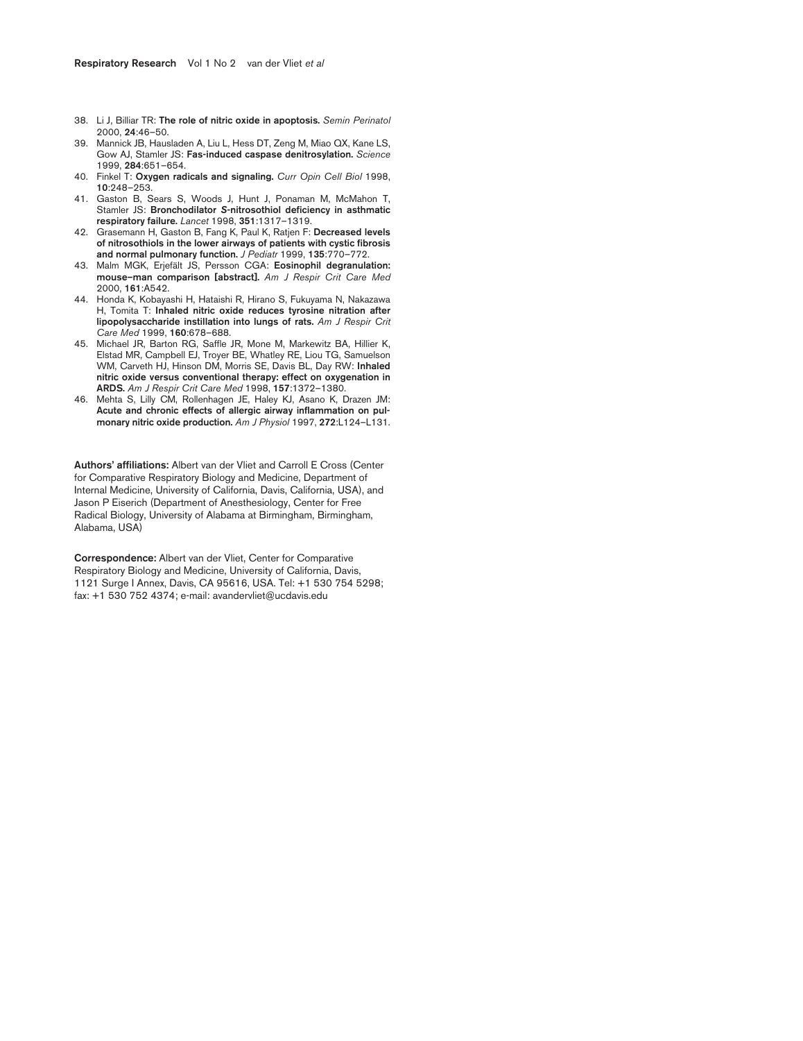38. Li J, Billiar TR: **The role of nitric oxide in apoptosis.** *Semin Perinatol* 2000, **24**:46–50.
39. Mannick JB, Hausladen A, Liu L, Hess DT, Zeng M, Miao QX, Kane LS, Gow AJ, Stamler JS: **Fas-induced caspase denitrosylation.** *Science* 1999, **284**:651–654.
40. Finkel T: **Oxygen radicals and signaling.** *Curr Opin Cell Biol* 1998, **10**:248–253.
41. Gaston B, Sears S, Woods J, Hunt J, Ponaman M, McMahon T, Stamler JS: **Bronchodilator *S*-nitrosothiol deficiency in asthmatic respiratory failure.** *Lancet* 1998, **351**:1317–1319.
42. Grasemann H, Gaston B, Fang K, Paul K, Ratjen F: **Decreased levels of nitrosothiols in the lower airways of patients with cystic fibrosis and normal pulmonary function.** *J Pediatr* 1999, **135**:770–772.
43. Malm MGK, Erjefält JS, Persson CGA: **Eosinophil degranulation: mouse–man comparison [abstract].** *Am J Respir Crit Care Med* 2000, **161**:A542.
44. Honda K, Kobayashi H, Hataishi R, Hirano S, Fukuyama N, Nakazawa H, Tomita T: **Inhaled nitric oxide reduces tyrosine nitration after lipopolysaccharide instillation into lungs of rats.** *Am J Respir Crit Care Med* 1999, **160**:678–688.
45. Michael JR, Barton RG, Saffle JR, Mone M, Markewitz BA, Hillier K, Elstad MR, Campbell EJ, Troyer BE, Whatley RE, Liou TG, Samuelson WM, Carveth HJ, Hinson DM, Morris SE, Davis BL, Day RW: **Inhaled nitric oxide versus conventional therapy: effect on oxygenation in ARDS.** *Am J Respir Crit Care Med* 1998, **157**:1372–1380.
46. Mehta S, Lilly CM, Rollenhagen JE, Haley KJ, Asano K, Drazen JM: **Acute and chronic effects of allergic airway inflammation on pulmonary nitric oxide production.** *Am J Physiol* 1997, **272**:L124–L131.

**Authors' affiliations:** Albert van der Vliet and Carroll E Cross (Center for Comparative Respiratory Biology and Medicine, Department of Internal Medicine, University of California, Davis, California, USA), and Jason P Eiserich (Department of Anesthesiology, Center for Free Radical Biology, University of Alabama at Birmingham, Birmingham, Alabama, USA)

**Correspondence:** Albert van der Vliet, Center for Comparative Respiratory Biology and Medicine, University of California, Davis, 1121 Surge I Annex, Davis, CA 95616, USA. Tel: +1 530 754 5298; fax: +1 530 752 4374; e-mail: avandervliet@ucdavis.edu